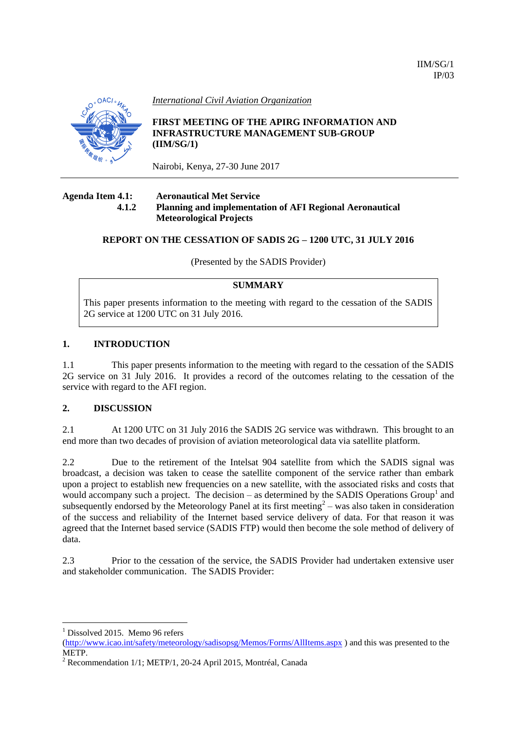IIM/SG/1
IP/03

*International Civil Aviation Organization*

**FIRST MEETING OF THE APIRG INFORMATION AND INFRASTRUCTURE MANAGEMENT SUB-GROUP (IIM/SG/1)**

Nairobi, Kenya, 27-30 June 2017

**Agenda Item 4.1: Aeronautical Met Service**
**4.1.2 Planning and implementation of AFI Regional Aeronautical Meteorological Projects**

**REPORT ON THE CESSATION OF SADIS 2G – 1200 UTC, 31 JULY 2016**

(Presented by the SADIS Provider)

| **SUMMARY** |
| --- |
| This paper presents information to the meeting with regard to the cessation of the SADIS 2G service at 1200 UTC on 31 July 2016. |

## 1. INTRODUCTION

1.1 This paper presents information to the meeting with regard to the cessation of the SADIS 2G service on 31 July 2016. It provides a record of the outcomes relating to the cessation of the service with regard to the AFI region.

## 2. DISCUSSION

2.1 At 1200 UTC on 31 July 2016 the SADIS 2G service was withdrawn. This brought to an end more than two decades of provision of aviation meteorological data via satellite platform.

2.2 Due to the retirement of the Intelsat 904 satellite from which the SADIS signal was broadcast, a decision was taken to cease the satellite component of the service rather than embark upon a project to establish new frequencies on a new satellite, with the associated risks and costs that would accompany such a project. The decision – as determined by the SADIS Operations Group[1] and subsequently endorsed by the Meteorology Panel at its first meeting[2] – was also taken in consideration of the success and reliability of the Internet based service delivery of data. For that reason it was agreed that the Internet based service (SADIS FTP) would then become the sole method of delivery of data.

2.3 Prior to the cessation of the service, the SADIS Provider had undertaken extensive user and stakeholder communication. The SADIS Provider:

---

[1] Dissolved 2015. Memo 96 refers (http://www.icao.int/safety/meteorology/sadisopsg/Memos/Forms/AllItems.aspx ) and this was presented to the METP.

[2] Recommendation 1/1; METP/1, 20-24 April 2015, Montréal, Canada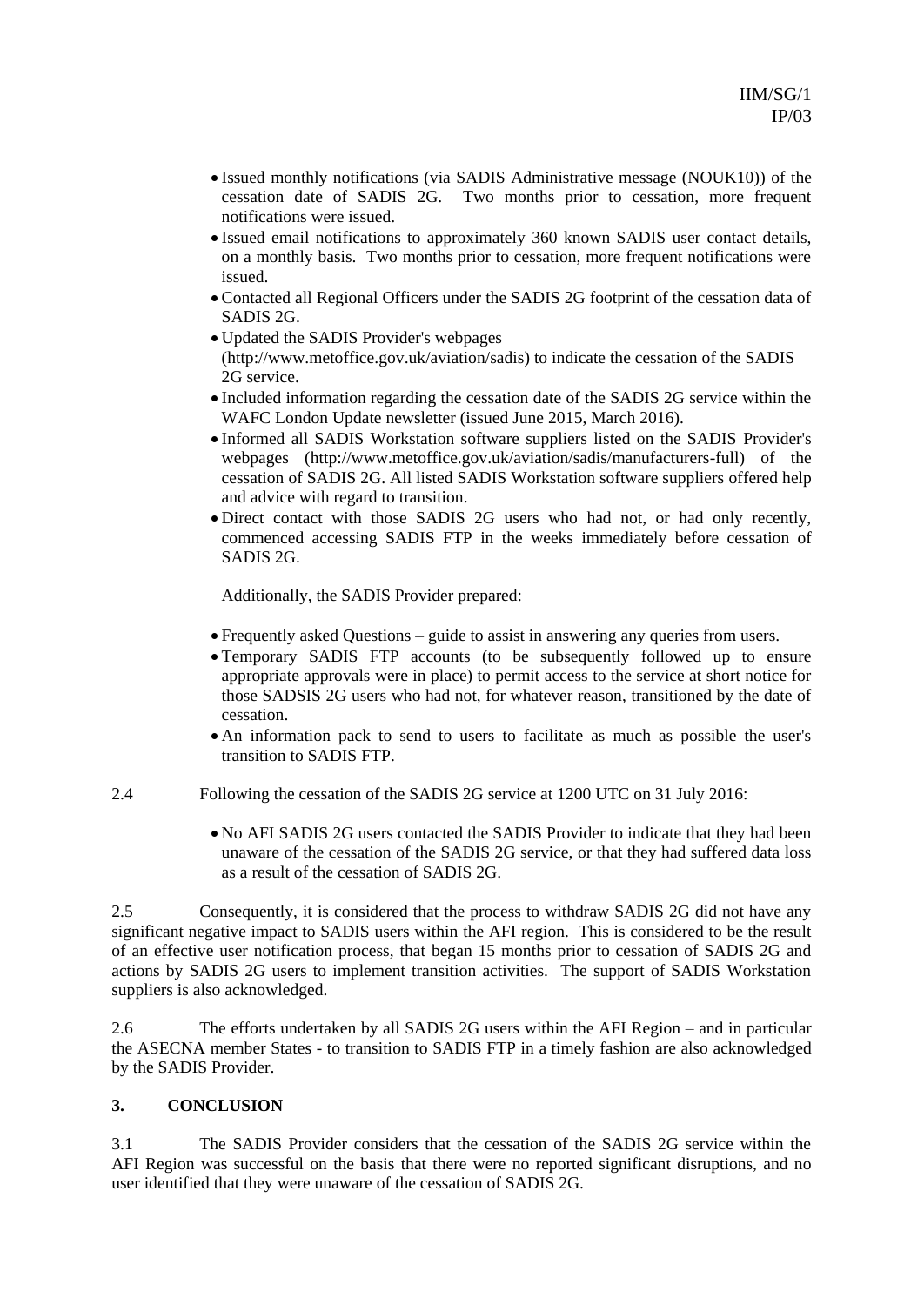- Issued monthly notifications (via SADIS Administrative message (NOUK10)) of the cessation date of SADIS 2G. Two months prior to cessation, more frequent notifications were issued.
- Issued email notifications to approximately 360 known SADIS user contact details, on a monthly basis. Two months prior to cessation, more frequent notifications were issued.
- Contacted all Regional Officers under the SADIS 2G footprint of the cessation data of SADIS 2G.
- Updated the SADIS Provider's webpages (http://www.metoffice.gov.uk/aviation/sadis) to indicate the cessation of the SADIS 2G service.
- Included information regarding the cessation date of the SADIS 2G service within the WAFC London Update newsletter (issued June 2015, March 2016).
- Informed all SADIS Workstation software suppliers listed on the SADIS Provider's webpages (http://www.metoffice.gov.uk/aviation/sadis/manufacturers-full) of the cessation of SADIS 2G. All listed SADIS Workstation software suppliers offered help and advice with regard to transition.
- Direct contact with those SADIS 2G users who had not, or had only recently, commenced accessing SADIS FTP in the weeks immediately before cessation of SADIS 2G.

Additionally, the SADIS Provider prepared:

- Frequently asked Questions – guide to assist in answering any queries from users.
- Temporary SADIS FTP accounts (to be subsequently followed up to ensure appropriate approvals were in place) to permit access to the service at short notice for those SADSIS 2G users who had not, for whatever reason, transitioned by the date of cessation.
- An information pack to send to users to facilitate as much as possible the user's transition to SADIS FTP.

2.4 Following the cessation of the SADIS 2G service at 1200 UTC on 31 July 2016:

- No AFI SADIS 2G users contacted the SADIS Provider to indicate that they had been unaware of the cessation of the SADIS 2G service, or that they had suffered data loss as a result of the cessation of SADIS 2G.

2.5 Consequently, it is considered that the process to withdraw SADIS 2G did not have any significant negative impact to SADIS users within the AFI region. This is considered to be the result of an effective user notification process, that began 15 months prior to cessation of SADIS 2G and actions by SADIS 2G users to implement transition activities. The support of SADIS Workstation suppliers is also acknowledged.

2.6 The efforts undertaken by all SADIS 2G users within the AFI Region – and in particular the ASECNA member States - to transition to SADIS FTP in a timely fashion are also acknowledged by the SADIS Provider.

## 3. CONCLUSION

3.1 The SADIS Provider considers that the cessation of the SADIS 2G service within the AFI Region was successful on the basis that there were no reported significant disruptions, and no user identified that they were unaware of the cessation of SADIS 2G.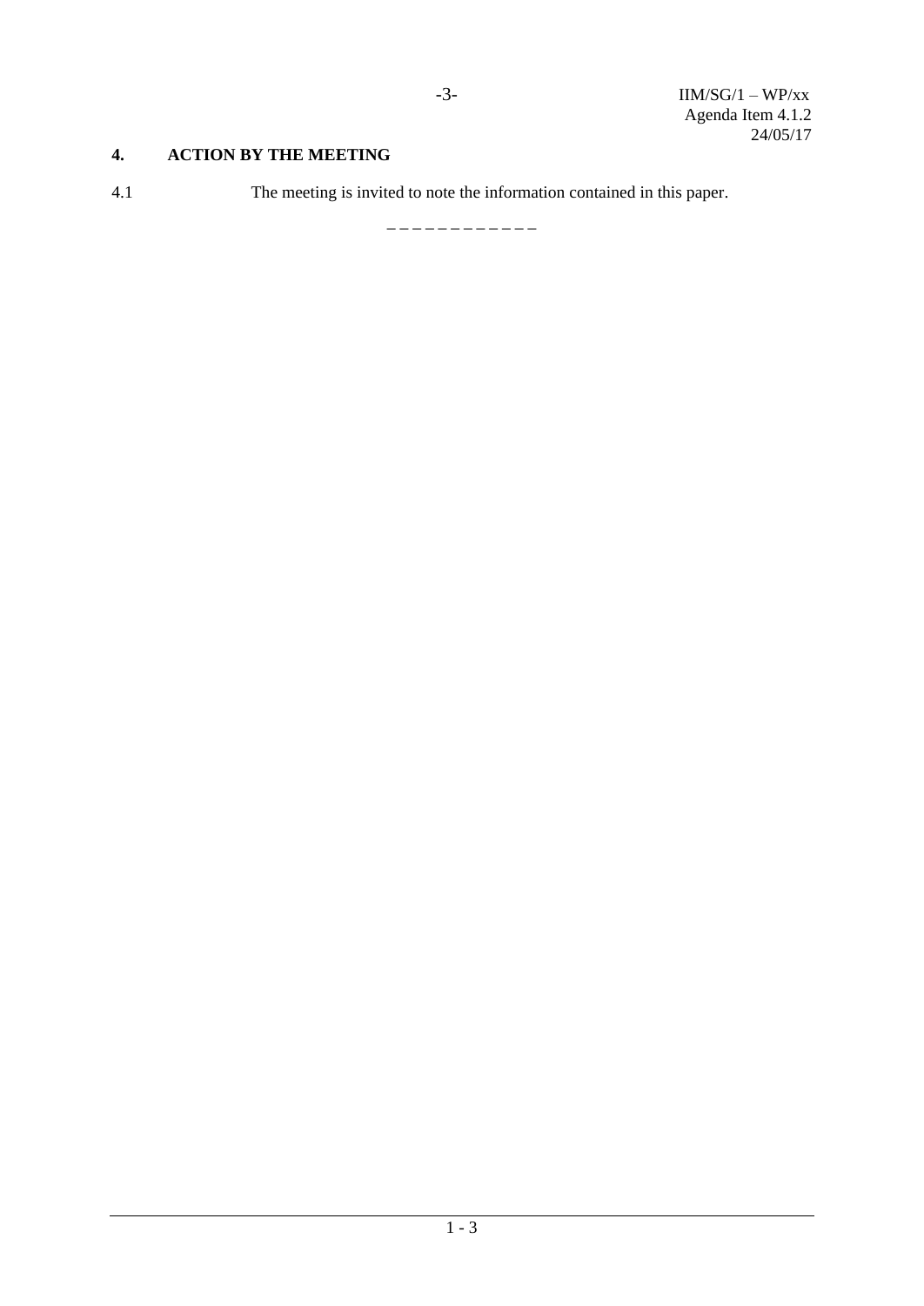## 4. ACTION BY THE MEETING

4.1 The meeting is invited to note the information contained in this paper.

– – – – – – – – – – – –